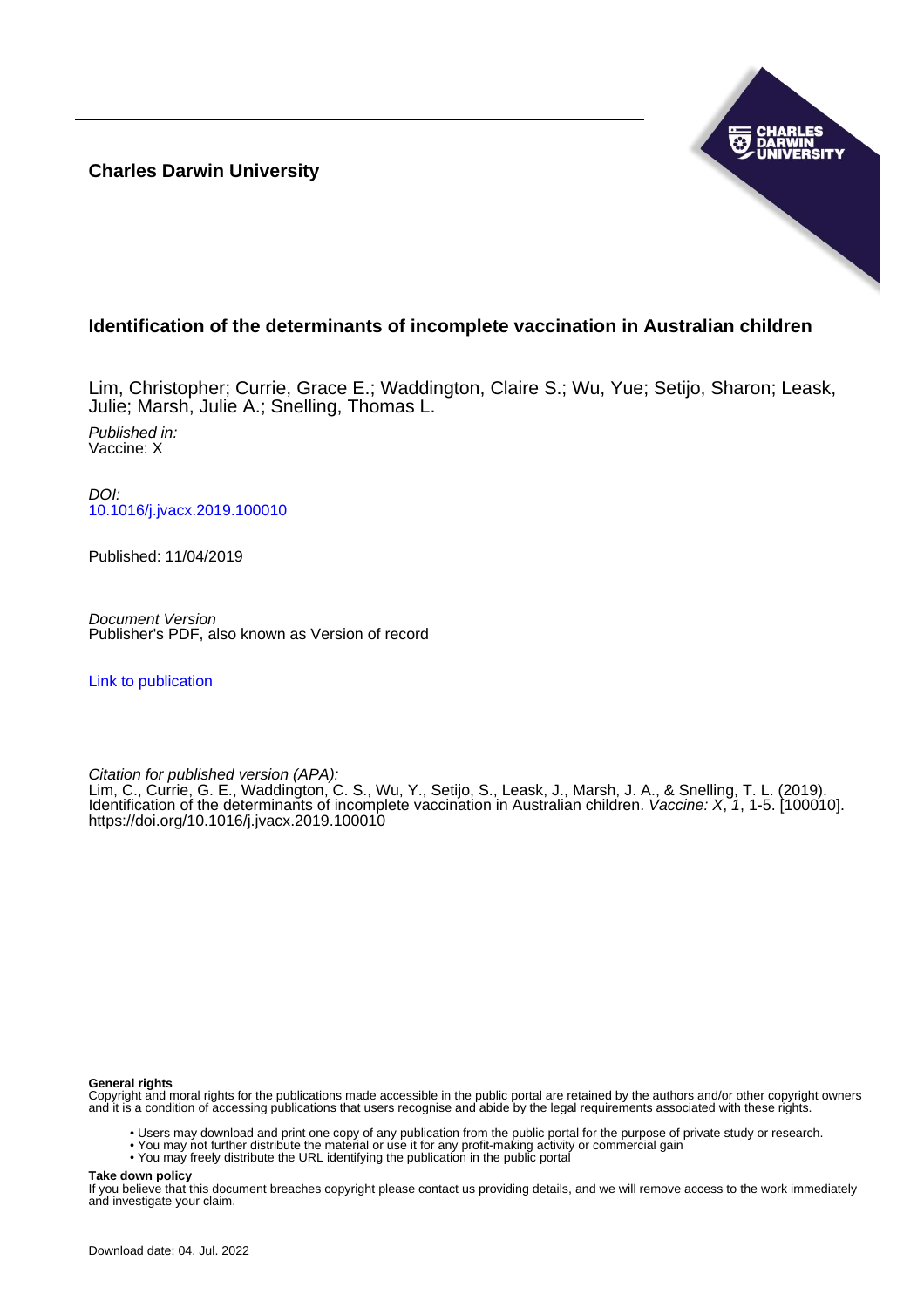**Charles Darwin University**

# Identification of the determinants of incomplete vaccination in Australian children

Lim, Christopher; Currie, Grace E.; Waddington, Claire S.; Wu, Yue; Setijo, Sharon; Leask, Julie; Marsh, Julie A.; Snelling, Thomas L.

*Published in:*
Vaccine: X

*DOI:*
10.1016/j.jvacx.2019.100010

Published: 11/04/2019

*Document Version*
Publisher's PDF, also known as Version of record

Link to publication

*Citation for published version (APA):*
Lim, C., Currie, G. E., Waddington, C. S., Wu, Y., Setijo, S., Leask, J., Marsh, J. A., & Snelling, T. L. (2019). Identification of the determinants of incomplete vaccination in Australian children. *Vaccine: X*, *1*, 1-5. [100010]. https://doi.org/10.1016/j.jvacx.2019.100010

**General rights**
Copyright and moral rights for the publications made accessible in the public portal are retained by the authors and/or other copyright owners and it is a condition of accessing publications that users recognise and abide by the legal requirements associated with these rights.

- Users may download and print one copy of any publication from the public portal for the purpose of private study or research.
- You may not further distribute the material or use it for any profit-making activity or commercial gain
- You may freely distribute the URL identifying the publication in the public portal

**Take down policy**
If you believe that this document breaches copyright please contact us providing details, and we will remove access to the work immediately and investigate your claim.

Download date: 04. Jul. 2022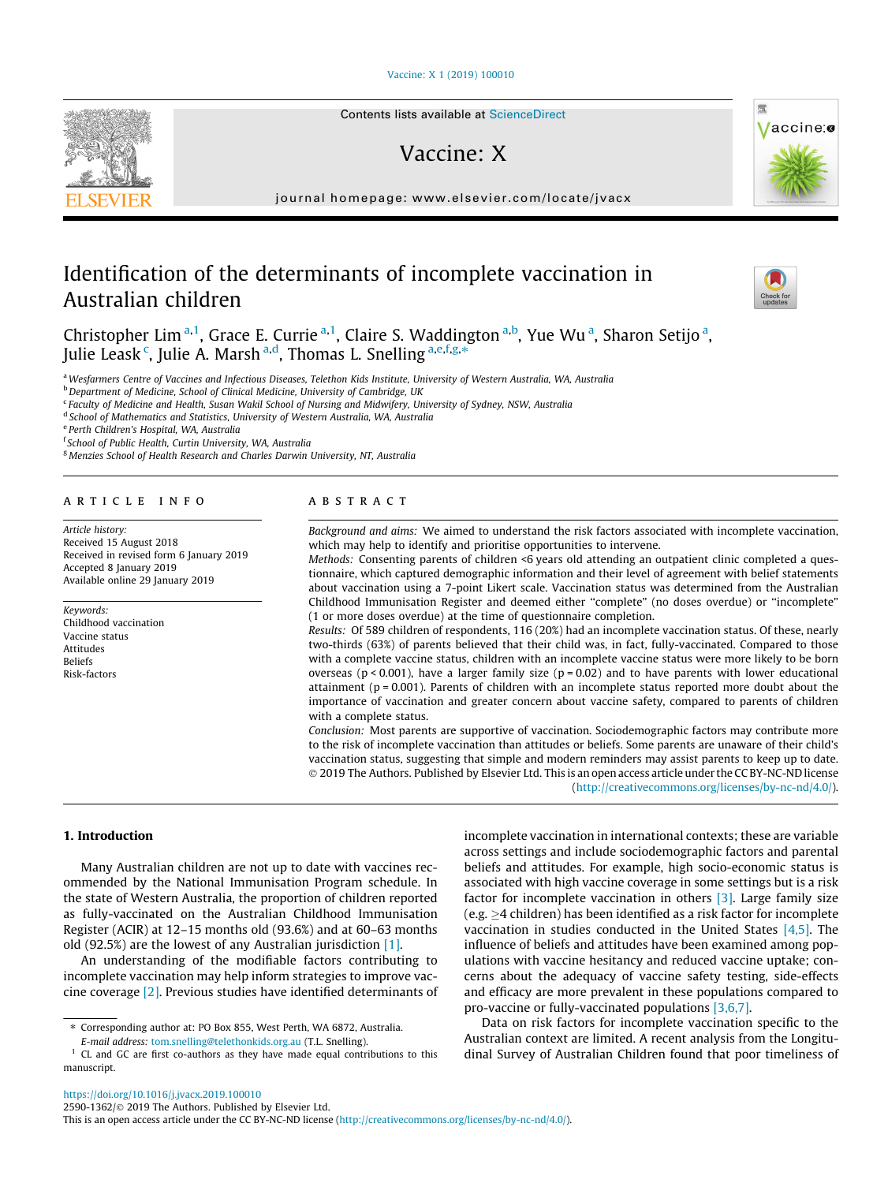# Identification of the determinants of incomplete vaccination in Australian children

Christopher Lim [a,1], Grace E. Currie [a,1], Claire S. Waddington [a,b], Yue Wu [a], Sharon Setijo [a], Julie Leask [c], Julie A. Marsh [a,d], Thomas L. Snelling [a,e,f,g,*]

[a] Wesfarmers Centre of Vaccines and Infectious Diseases, Telethon Kids Institute, University of Western Australia, WA, Australia
[b] Department of Medicine, School of Clinical Medicine, University of Cambridge, UK
[c] Faculty of Medicine and Health, Susan Wakil School of Nursing and Midwifery, University of Sydney, NSW, Australia
[d] School of Mathematics and Statistics, University of Western Australia, WA, Australia
[e] Perth Children's Hospital, WA, Australia
[f] School of Public Health, Curtin University, WA, Australia
[g] Menzies School of Health Research and Charles Darwin University, NT, Australia

## ARTICLE INFO

*Article history:*
Received 15 August 2018
Received in revised form 6 January 2019
Accepted 8 January 2019
Available online 29 January 2019

*Keywords:*
Childhood vaccination
Vaccine status
Attitudes
Beliefs
Risk-factors

## ABSTRACT

*Background and aims:* We aimed to understand the risk factors associated with incomplete vaccination, which may help to identify and prioritise opportunities to intervene.

*Methods:* Consenting parents of children <6 years old attending an outpatient clinic completed a questionnaire, which captured demographic information and their level of agreement with belief statements about vaccination using a 7-point Likert scale. Vaccination status was determined from the Australian Childhood Immunisation Register and deemed either "complete" (no doses overdue) or "incomplete" (1 or more doses overdue) at the time of questionnaire completion.

*Results:* Of 589 children of respondents, 116 (20%) had an incomplete vaccination status. Of these, nearly two-thirds (63%) of parents believed that their child was, in fact, fully-vaccinated. Compared to those with a complete vaccine status, children with an incomplete vaccine status were more likely to be born overseas ($p < 0.001$), have a larger family size ($p = 0.02$) and to have parents with lower educational attainment ($p = 0.001$). Parents of children with an incomplete status reported more doubt about the importance of vaccination and greater concern about vaccine safety, compared to parents of children with a complete status.

*Conclusion:* Most parents are supportive of vaccination. Sociodemographic factors may contribute more to the risk of incomplete vaccination than attitudes or beliefs. Some parents are unaware of their child's vaccination status, suggesting that simple and modern reminders may assist parents to keep up to date.

© 2019 The Authors. Published by Elsevier Ltd. This is an open access article under the CC BY-NC-ND license (http://creativecommons.org/licenses/by-nc-nd/4.0/).

## 1. Introduction

Many Australian children are not up to date with vaccines recommended by the National Immunisation Program schedule. In the state of Western Australia, the proportion of children reported as fully-vaccinated on the Australian Childhood Immunisation Register (ACIR) at 12–15 months old (93.6%) and at 60–63 months old (92.5%) are the lowest of any Australian jurisdiction [1].

An understanding of the modifiable factors contributing to incomplete vaccination may help inform strategies to improve vaccine coverage [2]. Previous studies have identified determinants of incomplete vaccination in international contexts; these are variable across settings and include sociodemographic factors and parental beliefs and attitudes. For example, high socio-economic status is associated with high vaccine coverage in some settings but is a risk factor for incomplete vaccination in others [3]. Large family size (e.g. ≥4 children) has been identified as a risk factor for incomplete vaccination in studies conducted in the United States [4,5]. The influence of beliefs and attitudes have been examined among populations with vaccine hesitancy and reduced vaccine uptake; concerns about the adequacy of vaccine safety testing, side-effects and efficacy are more prevalent in these populations compared to pro-vaccine or fully-vaccinated populations [3,6,7].

Data on risk factors for incomplete vaccination specific to the Australian context are limited. A recent analysis from the Longitudinal Survey of Australian Children found that poor timeliness of

* Corresponding author at: PO Box 855, West Perth, WA 6872, Australia.
E-mail address: tom.snelling@telethonkids.org.au (T.L. Snelling).

[1] CL and GC are first co-authors as they have made equal contributions to this manuscript.

https://doi.org/10.1016/j.jvacx.2019.100010
2590-1362/© 2019 The Authors. Published by Elsevier Ltd.
This is an open access article under the CC BY-NC-ND license (http://creativecommons.org/licenses/by-nc-nd/4.0/).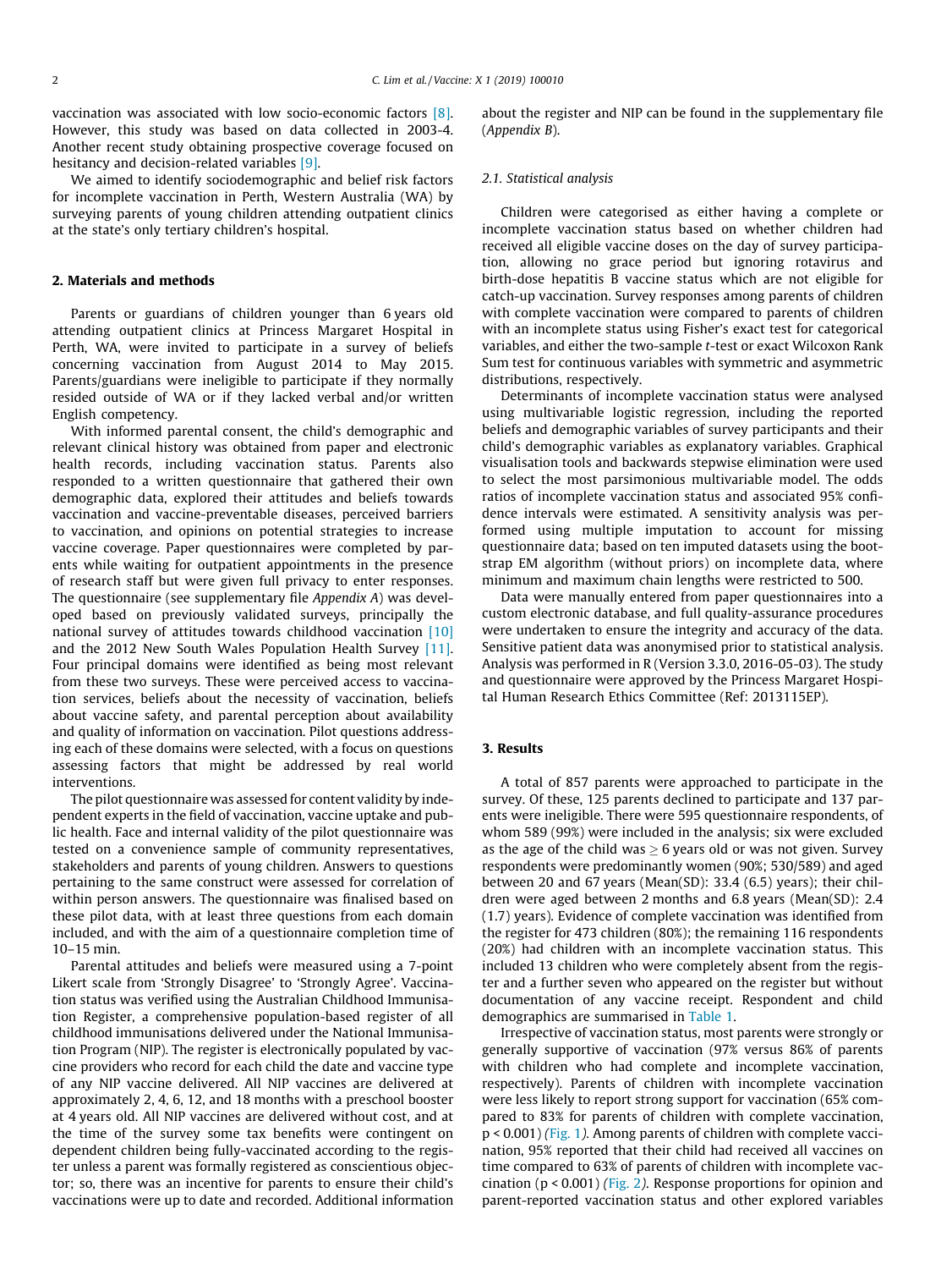vaccination was associated with low socio-economic factors [8]. However, this study was based on data collected in 2003-4. Another recent study obtaining prospective coverage focused on hesitancy and decision-related variables [9].

We aimed to identify sociodemographic and belief risk factors for incomplete vaccination in Perth, Western Australia (WA) by surveying parents of young children attending outpatient clinics at the state's only tertiary children's hospital.

## 2. Materials and methods

Parents or guardians of children younger than 6 years old attending outpatient clinics at Princess Margaret Hospital in Perth, WA, were invited to participate in a survey of beliefs concerning vaccination from August 2014 to May 2015. Parents/guardians were ineligible to participate if they normally resided outside of WA or if they lacked verbal and/or written English competency.

With informed parental consent, the child's demographic and relevant clinical history was obtained from paper and electronic health records, including vaccination status. Parents also responded to a written questionnaire that gathered their own demographic data, explored their attitudes and beliefs towards vaccination and vaccine-preventable diseases, perceived barriers to vaccination, and opinions on potential strategies to increase vaccine coverage. Paper questionnaires were completed by parents while waiting for outpatient appointments in the presence of research staff but were given full privacy to enter responses. The questionnaire (see supplementary file *Appendix A*) was developed based on previously validated surveys, principally the national survey of attitudes towards childhood vaccination [10] and the 2012 New South Wales Population Health Survey [11]. Four principal domains were identified as being most relevant from these two surveys. These were perceived access to vaccination services, beliefs about the necessity of vaccination, beliefs about vaccine safety, and parental perception about availability and quality of information on vaccination. Pilot questions addressing each of these domains were selected, with a focus on questions assessing factors that might be addressed by real world interventions.

The pilot questionnaire was assessed for content validity by independent experts in the field of vaccination, vaccine uptake and public health. Face and internal validity of the pilot questionnaire was tested on a convenience sample of community representatives, stakeholders and parents of young children. Answers to questions pertaining to the same construct were assessed for correlation of within person answers. The questionnaire was finalised based on these pilot data, with at least three questions from each domain included, and with the aim of a questionnaire completion time of 10–15 min.

Parental attitudes and beliefs were measured using a 7-point Likert scale from 'Strongly Disagree' to 'Strongly Agree'. Vaccination status was verified using the Australian Childhood Immunisation Register, a comprehensive population-based register of all childhood immunisations delivered under the National Immunisation Program (NIP). The register is electronically populated by vaccine providers who record for each child the date and vaccine type of any NIP vaccine delivered. All NIP vaccines are delivered at approximately 2, 4, 6, 12, and 18 months with a preschool booster at 4 years old. All NIP vaccines are delivered without cost, and at the time of the survey some tax benefits were contingent on dependent children being fully-vaccinated according to the register unless a parent was formally registered as conscientious objector; so, there was an incentive for parents to ensure their child's vaccinations were up to date and recorded. Additional information about the register and NIP can be found in the supplementary file (*Appendix B*).

### 2.1. Statistical analysis

Children were categorised as either having a complete or incomplete vaccination status based on whether children had received all eligible vaccine doses on the day of survey participation, allowing no grace period but ignoring rotavirus and birth-dose hepatitis B vaccine status which are not eligible for catch-up vaccination. Survey responses among parents of children with complete vaccination were compared to parents of children with an incomplete status using Fisher's exact test for categorical variables, and either the two-sample *t*-test or exact Wilcoxon Rank Sum test for continuous variables with symmetric and asymmetric distributions, respectively.

Determinants of incomplete vaccination status were analysed using multivariable logistic regression, including the reported beliefs and demographic variables of survey participants and their child's demographic variables as explanatory variables. Graphical visualisation tools and backwards stepwise elimination were used to select the most parsimonious multivariable model. The odds ratios of incomplete vaccination status and associated 95% confidence intervals were estimated. A sensitivity analysis was performed using multiple imputation to account for missing questionnaire data; based on ten imputed datasets using the bootstrap EM algorithm (without priors) on incomplete data, where minimum and maximum chain lengths were restricted to 500.

Data were manually entered from paper questionnaires into a custom electronic database, and full quality-assurance procedures were undertaken to ensure the integrity and accuracy of the data. Sensitive patient data was anonymised prior to statistical analysis. Analysis was performed in R (Version 3.3.0, 2016-05-03). The study and questionnaire were approved by the Princess Margaret Hospital Human Research Ethics Committee (Ref: 2013115EP).

## 3. Results

A total of 857 parents were approached to participate in the survey. Of these, 125 parents declined to participate and 137 parents were ineligible. There were 595 questionnaire respondents, of whom 589 (99%) were included in the analysis; six were excluded as the age of the child was $\geq$ 6 years old or was not given. Survey respondents were predominantly women (90%; 530/589) and aged between 20 and 67 years (Mean(SD): 33.4 (6.5) years); their children were aged between 2 months and 6.8 years (Mean(SD): 2.4 (1.7) years). Evidence of complete vaccination was identified from the register for 473 children (80%); the remaining 116 respondents (20%) had children with an incomplete vaccination status. This included 13 children who were completely absent from the register and a further seven who appeared on the register but without documentation of any vaccine receipt. Respondent and child demographics are summarised in Table 1.

Irrespective of vaccination status, most parents were strongly or generally supportive of vaccination (97% versus 86% of parents with children who had complete and incomplete vaccination, respectively). Parents of children with incomplete vaccination were less likely to report strong support for vaccination (65% compared to 83% for parents of children with complete vaccination, $p < 0.001$) (Fig. 1). Among parents of children with complete vaccination, 95% reported that their child had received all vaccines on time compared to 63% of parents of children with incomplete vaccination ($p < 0.001$) (Fig. 2). Response proportions for opinion and parent-reported vaccination status and other explored variables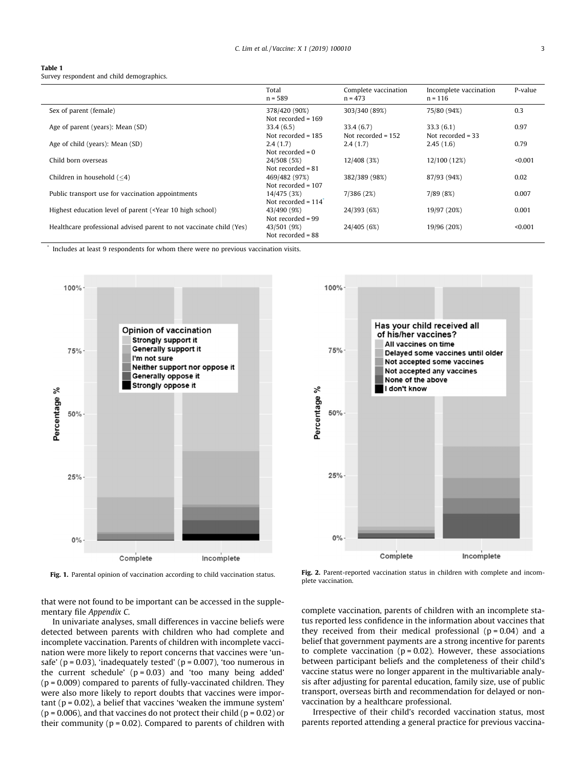**Table 1**
Survey respondent and child demographics.

| | Total<br>n = 589 | Complete vaccination<br>n = 473 | Incomplete vaccination<br>n = 116 | P-value |
|---|---|---|---|---|
| Sex of parent (female) | 378/420 (90%)<br>Not recorded = 169 | 303/340 (89%) | 75/80 (94%) | 0.3 |
| Age of parent (years): Mean (SD) | 33.4 (6.5)<br>Not recorded = 185 | 33.4 (6.7)<br>Not recorded = 152 | 33.3 (6.1)<br>Not recorded = 33 | 0.97 |
| Age of child (years): Mean (SD) | 2.4 (1.7)<br>Not recorded = 0 | 2.4 (1.7) | 2.45 (1.6) | 0.79 |
| Child born overseas | 24/508 (5%)<br>Not recorded = 81 | 12/408 (3%) | 12/100 (12%) | <0.001 |
| Children in household (≤4) | 469/482 (97%)<br>Not recorded = 107 | 382/389 (98%) | 87/93 (94%) | 0.02 |
| Public transport use for vaccination appointments | 14/475 (3%)<br>Not recorded = 114* | 7/386 (2%) | 7/89 (8%) | 0.007 |
| Highest education level of parent (<Year 10 high school) | 43/490 (9%)<br>Not recorded = 99 | 24/393 (6%) | 19/97 (20%) | 0.001 |
| Healthcare professional advised parent to not vaccinate child (Yes) | 43/501 (9%)<br>Not recorded = 88 | 24/405 (6%) | 19/96 (20%) | <0.001 |

\* Includes at least 9 respondents for whom there were no previous vaccination visits.

**Fig. 1.** Parental opinion of vaccination according to child vaccination status.

**Fig. 2.** Parent-reported vaccination status in children with complete and incomplete vaccination.

that were not found to be important can be accessed in the supplementary file *Appendix C*.

In univariate analyses, small differences in vaccine beliefs were detected between parents with children who had complete and incomplete vaccination. Parents of children with incomplete vaccination were more likely to report concerns that vaccines were 'unsafe' (p = 0.03), 'inadequately tested' (p = 0.007), 'too numerous in the current schedule' (p = 0.03) and 'too many being added' (p = 0.009) compared to parents of fully-vaccinated children. They were also more likely to report doubts that vaccines were important (p = 0.02), a belief that vaccines 'weaken the immune system' (p = 0.006), and that vaccines do not protect their child (p = 0.02) or their community (p = 0.02). Compared to parents of children with complete vaccination, parents of children with an incomplete status reported less confidence in the information about vaccines that they received from their medical professional (p = 0.04) and a belief that government payments are a strong incentive for parents to complete vaccination (p = 0.02). However, these associations between participant beliefs and the completeness of their child's vaccine status were no longer apparent in the multivariable analysis after adjusting for parental education, family size, use of public transport, overseas birth and recommendation for delayed or non-vaccination by a healthcare professional.

Irrespective of their child's recorded vaccination status, most parents reported attending a general practice for previous vaccina-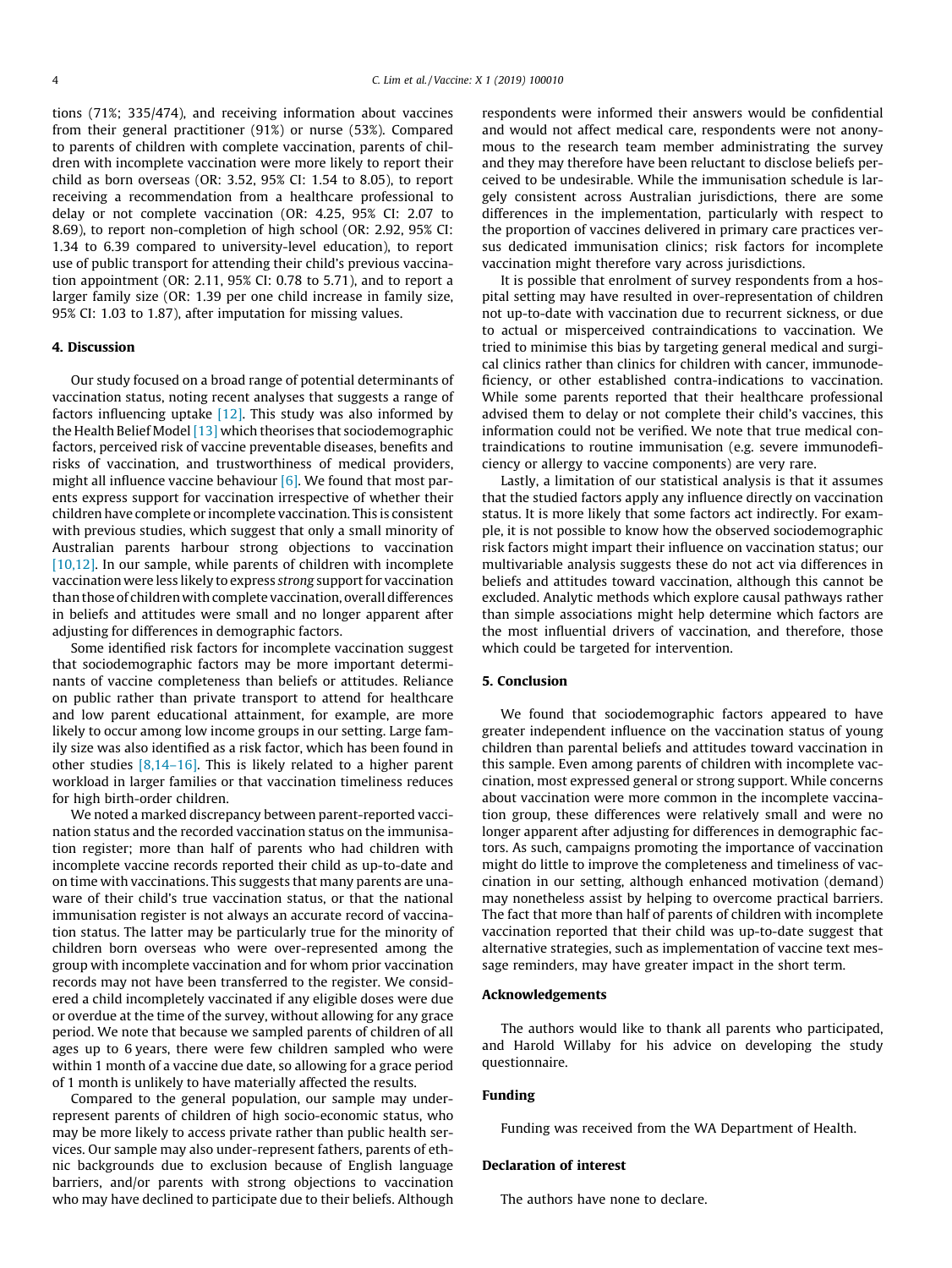tions (71%; 335/474), and receiving information about vaccines from their general practitioner (91%) or nurse (53%). Compared to parents of children with complete vaccination, parents of children with incomplete vaccination were more likely to report their child as born overseas (OR: 3.52, 95% CI: 1.54 to 8.05), to report receiving a recommendation from a healthcare professional to delay or not complete vaccination (OR: 4.25, 95% CI: 2.07 to 8.69), to report non-completion of high school (OR: 2.92, 95% CI: 1.34 to 6.39 compared to university-level education), to report use of public transport for attending their child's previous vaccination appointment (OR: 2.11, 95% CI: 0.78 to 5.71), and to report a larger family size (OR: 1.39 per one child increase in family size, 95% CI: 1.03 to 1.87), after imputation for missing values.

## 4. Discussion

Our study focused on a broad range of potential determinants of vaccination status, noting recent analyses that suggests a range of factors influencing uptake [12]. This study was also informed by the Health Belief Model [13] which theorises that sociodemographic factors, perceived risk of vaccine preventable diseases, benefits and risks of vaccination, and trustworthiness of medical providers, might all influence vaccine behaviour [6]. We found that most parents express support for vaccination irrespective of whether their children have complete or incomplete vaccination. This is consistent with previous studies, which suggest that only a small minority of Australian parents harbour strong objections to vaccination [10,12]. In our sample, while parents of children with incomplete vaccination were less likely to express *strong* support for vaccination than those of children with complete vaccination, overall differences in beliefs and attitudes were small and no longer apparent after adjusting for differences in demographic factors.

Some identified risk factors for incomplete vaccination suggest that sociodemographic factors may be more important determinants of vaccine completeness than beliefs or attitudes. Reliance on public rather than private transport to attend for healthcare and low parent educational attainment, for example, are more likely to occur among low income groups in our setting. Large family size was also identified as a risk factor, which has been found in other studies [8,14–16]. This is likely related to a higher parent workload in larger families or that vaccination timeliness reduces for high birth-order children.

We noted a marked discrepancy between parent-reported vaccination status and the recorded vaccination status on the immunisation register; more than half of parents who had children with incomplete vaccine records reported their child as up-to-date and on time with vaccinations. This suggests that many parents are unaware of their child's true vaccination status, or that the national immunisation register is not always an accurate record of vaccination status. The latter may be particularly true for the minority of children born overseas who were over-represented among the group with incomplete vaccination and for whom prior vaccination records may not have been transferred to the register. We considered a child incompletely vaccinated if any eligible doses were due or overdue at the time of the survey, without allowing for any grace period. We note that because we sampled parents of children of all ages up to 6 years, there were few children sampled who were within 1 month of a vaccine due date, so allowing for a grace period of 1 month is unlikely to have materially affected the results.

Compared to the general population, our sample may under-represent parents of children of high socio-economic status, who may be more likely to access private rather than public health services. Our sample may also under-represent fathers, parents of ethnic backgrounds due to exclusion because of English language barriers, and/or parents with strong objections to vaccination who may have declined to participate due to their beliefs. Although respondents were informed their answers would be confidential and would not affect medical care, respondents were not anonymous to the research team member administrating the survey and they may therefore have been reluctant to disclose beliefs perceived to be undesirable. While the immunisation schedule is largely consistent across Australian jurisdictions, there are some differences in the implementation, particularly with respect to the proportion of vaccines delivered in primary care practices versus dedicated immunisation clinics; risk factors for incomplete vaccination might therefore vary across jurisdictions.

It is possible that enrolment of survey respondents from a hospital setting may have resulted in over-representation of children not up-to-date with vaccination due to recurrent sickness, or due to actual or misperceived contraindications to vaccination. We tried to minimise this bias by targeting general medical and surgical clinics rather than clinics for children with cancer, immunodeficiency, or other established contra-indications to vaccination. While some parents reported that their healthcare professional advised them to delay or not complete their child's vaccines, this information could not be verified. We note that true medical contraindications to routine immunisation (e.g. severe immunodeficiency or allergy to vaccine components) are very rare.

Lastly, a limitation of our statistical analysis is that it assumes that the studied factors apply any influence directly on vaccination status. It is more likely that some factors act indirectly. For example, it is not possible to know how the observed sociodemographic risk factors might impart their influence on vaccination status; our multivariable analysis suggests these do not act via differences in beliefs and attitudes toward vaccination, although this cannot be excluded. Analytic methods which explore causal pathways rather than simple associations might help determine which factors are the most influential drivers of vaccination, and therefore, those which could be targeted for intervention.

## 5. Conclusion

We found that sociodemographic factors appeared to have greater independent influence on the vaccination status of young children than parental beliefs and attitudes toward vaccination in this sample. Even among parents of children with incomplete vaccination, most expressed general or strong support. While concerns about vaccination were more common in the incomplete vaccination group, these differences were relatively small and were no longer apparent after adjusting for differences in demographic factors. As such, campaigns promoting the importance of vaccination might do little to improve the completeness and timeliness of vaccination in our setting, although enhanced motivation (demand) may nonetheless assist by helping to overcome practical barriers. The fact that more than half of parents of children with incomplete vaccination reported that their child was up-to-date suggest that alternative strategies, such as implementation of vaccine text message reminders, may have greater impact in the short term.

## Acknowledgements

The authors would like to thank all parents who participated, and Harold Willaby for his advice on developing the study questionnaire.

## Funding

Funding was received from the WA Department of Health.

## Declaration of interest

The authors have none to declare.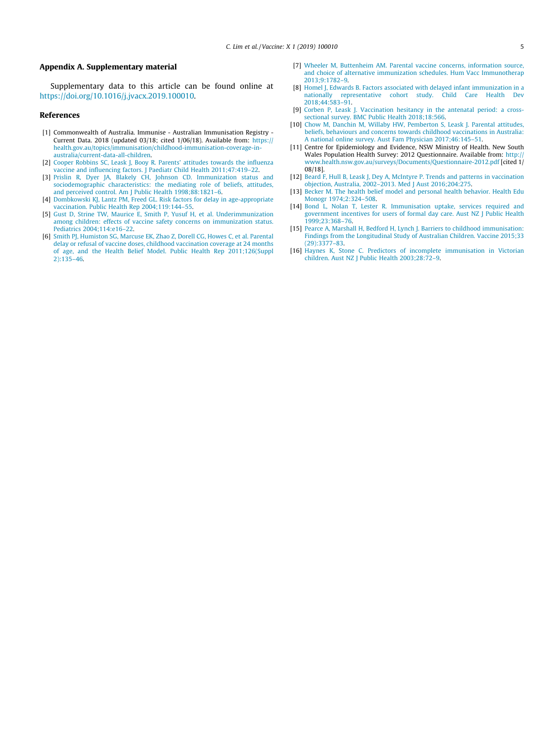## Appendix A. Supplementary material

Supplementary data to this article can be found online at https://doi.org/10.1016/j.jvacx.2019.100010.

## References

[1] Commonwealth of Australia. Immunise - Australian Immunisation Registry - Current Data. 2018 (updated 03/18; cited 1/06/18). Available from: https://health.gov.au/topics/immunisation/childhood-immunisation-coverage-in-australia/current-data-all-children.

[2] Cooper Robbins SC, Leask J, Booy R. Parents' attitudes towards the influenza vaccine and influencing factors. J Paediatr Child Health 2011;47:419–22.

[3] Prislin R, Dyer JA, Blakely CH, Johnson CD. Immunization status and sociodemographic characteristics: the mediating role of beliefs, attitudes, and perceived control. Am J Public Health 1998;88:1821–6.

[4] Dombkowski KJ, Lantz PM, Freed GL. Risk factors for delay in age-appropriate vaccination. Public Health Rep 2004;119:144–55.

[5] Gust D, Strine TW, Maurice E, Smith P, Yusuf H, et al. Underimmunization among children: effects of vaccine safety concerns on immunization status. Pediatrics 2004;114:e16–22.

[6] Smith PJ, Humiston SG, Marcuse EK, Zhao Z, Dorell CG, Howes C, et al. Parental delay or refusal of vaccine doses, childhood vaccination coverage at 24 months of age, and the Health Belief Model. Public Health Rep 2011;126(Suppl 2):135–46.

[7] Wheeler M, Buttenheim AM. Parental vaccine concerns, information source, and choice of alternative immunization schedules. Hum Vacc Immunotherap 2013;9:1782–9.

[8] Homel J, Edwards B. Factors associated with delayed infant immunization in a nationally representative cohort study. Child Care Health Dev 2018;44:583–91.

[9] Corben P, Leask J. Vaccination hesitancy in the antenatal period: a cross-sectional survey. BMC Public Health 2018;18:566.

[10] Chow M, Danchin M, Willaby HW, Pemberton S, Leask J. Parental attitudes, beliefs, behaviours and concerns towards childhood vaccinations in Australia: A national online survey. Aust Fam Physician 2017;46:145–51.

[11] Centre for Epidemiology and Evidence, NSW Ministry of Health. New South Wales Population Health Survey: 2012 Questionnaire. Available from: http://www.health.nsw.gov.au/surveys/Documents/Questionnaire-2012.pdf [cited 1/08/18].

[12] Beard F, Hull B, Leask J, Dey A, McIntyre P. Trends and patterns in vaccination objection, Australia, 2002–2013. Med J Aust 2016;204:275.

[13] Becker M. The health belief model and personal health behavior. Health Edu Monogr 1974;2:324–508.

[14] Bond L, Nolan T, Lester R. Immunisation uptake, services required and government incentives for users of formal day care. Aust NZ J Public Health 1999;23:368–76.

[15] Pearce A, Marshall H, Bedford H, Lynch J. Barriers to childhood immunisation: Findings from the Longitudinal Study of Australian Children. Vaccine 2015;33(29):3377–83.

[16] Haynes K, Stone C. Predictors of incomplete immunisation in Victorian children. Aust NZ J Public Health 2003;28:72–9.